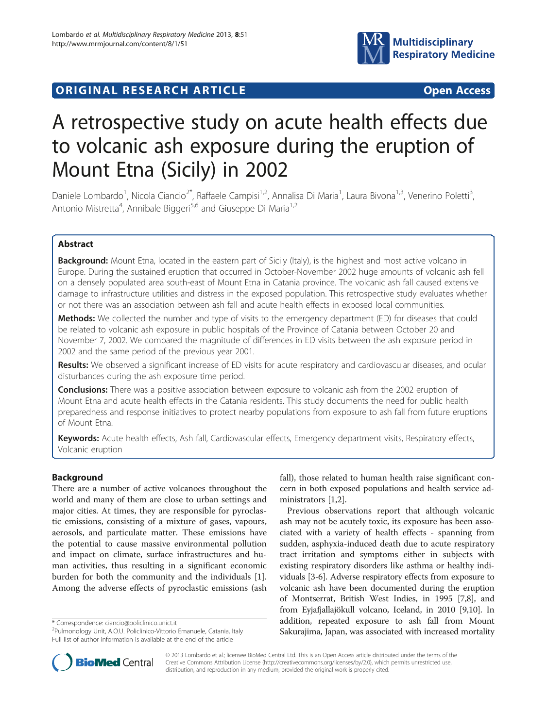ORIGINAL RESEARCH ARTICLE

Open Access

# A retrospective study on acute health effects due to volcanic ash exposure during the eruption of Mount Etna (Sicily) in 2002

Daniele Lombardo[1], Nicola Ciancio[2*], Raffaele Campisi[1,2], Annalisa Di Maria[1], Laura Bivona[1,3], Venerino Poletti[3], Antonio Mistretta[4], Annibale Biggeri[5,6] and Giuseppe Di Maria[1,2]

## Abstract

**Background:** Mount Etna, located in the eastern part of Sicily (Italy), is the highest and most active volcano in Europe. During the sustained eruption that occurred in October-November 2002 huge amounts of volcanic ash fell on a densely populated area south-east of Mount Etna in Catania province. The volcanic ash fall caused extensive damage to infrastructure utilities and distress in the exposed population. This retrospective study evaluates whether or not there was an association between ash fall and acute health effects in exposed local communities.

**Methods:** We collected the number and type of visits to the emergency department (ED) for diseases that could be related to volcanic ash exposure in public hospitals of the Province of Catania between October 20 and November 7, 2002. We compared the magnitude of differences in ED visits between the ash exposure period in 2002 and the same period of the previous year 2001.

**Results:** We observed a significant increase of ED visits for acute respiratory and cardiovascular diseases, and ocular disturbances during the ash exposure time period.

**Conclusions:** There was a positive association between exposure to volcanic ash from the 2002 eruption of Mount Etna and acute health effects in the Catania residents. This study documents the need for public health preparedness and response initiatives to protect nearby populations from exposure to ash fall from future eruptions of Mount Etna.

**Keywords:** Acute health effects, Ash fall, Cardiovascular effects, Emergency department visits, Respiratory effects, Volcanic eruption

## Background

There are a number of active volcanoes throughout the world and many of them are close to urban settings and major cities. At times, they are responsible for pyroclastic emissions, consisting of a mixture of gases, vapours, aerosols, and particulate matter. These emissions have the potential to cause massive environmental pollution and impact on climate, surface infrastructures and human activities, thus resulting in a significant economic burden for both the community and the individuals [1]. Among the adverse effects of pyroclastic emissions (ash fall), those related to human health raise significant concern in both exposed populations and health service administrators [1,2].

Previous observations report that although volcanic ash may not be acutely toxic, its exposure has been associated with a variety of health effects - spanning from sudden, asphyxia-induced death due to acute respiratory tract irritation and symptoms either in subjects with existing respiratory disorders like asthma or healthy individuals [3-6]. Adverse respiratory effects from exposure to volcanic ash have been documented during the eruption of Montserrat, British West Indies, in 1995 [7,8], and from Eyjafjallajökull volcano, Iceland, in 2010 [9,10]. In addition, repeated exposure to ash fall from Mount Sakurajima, Japan, was associated with increased mortality

\* Correspondence: ciancio@policlinico.unict.it
[2]Pulmonology Unit, A.O.U. Policlinico-Vittorio Emanuele, Catania, Italy
Full list of author information is available at the end of the article

© 2013 Lombardo et al.; licensee BioMed Central Ltd. This is an Open Access article distributed under the terms of the Creative Commons Attribution License (http://creativecommons.org/licenses/by/2.0), which permits unrestricted use, distribution, and reproduction in any medium, provided the original work is properly cited.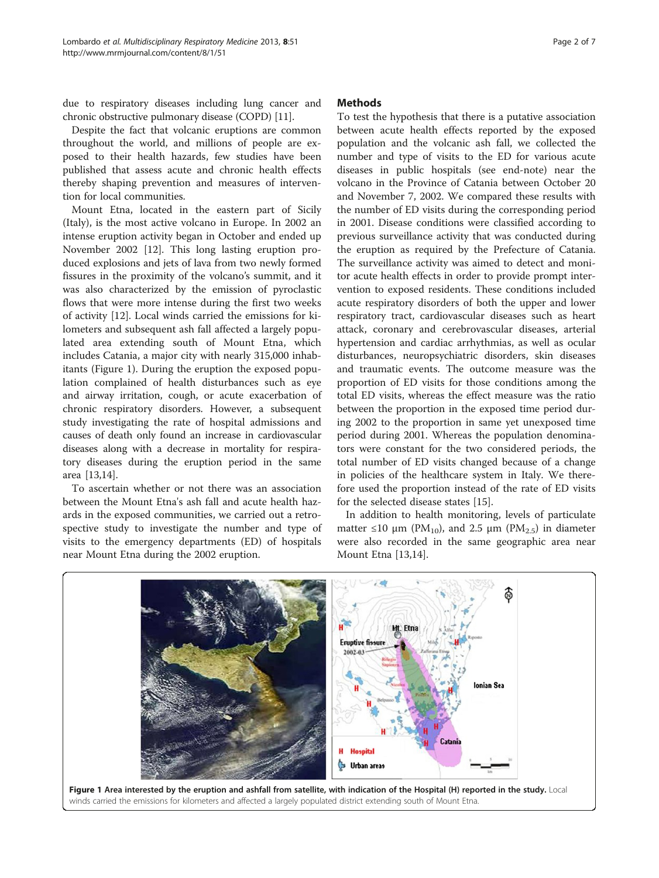due to respiratory diseases including lung cancer and chronic obstructive pulmonary disease (COPD) [11].

Despite the fact that volcanic eruptions are common throughout the world, and millions of people are exposed to their health hazards, few studies have been published that assess acute and chronic health effects thereby shaping prevention and measures of intervention for local communities.

Mount Etna, located in the eastern part of Sicily (Italy), is the most active volcano in Europe. In 2002 an intense eruption activity began in October and ended up November 2002 [12]. This long lasting eruption produced explosions and jets of lava from two newly formed fissures in the proximity of the volcano's summit, and it was also characterized by the emission of pyroclastic flows that were more intense during the first two weeks of activity [12]. Local winds carried the emissions for kilometers and subsequent ash fall affected a largely populated area extending south of Mount Etna, which includes Catania, a major city with nearly 315,000 inhabitants (Figure 1). During the eruption the exposed population complained of health disturbances such as eye and airway irritation, cough, or acute exacerbation of chronic respiratory disorders. However, a subsequent study investigating the rate of hospital admissions and causes of death only found an increase in cardiovascular diseases along with a decrease in mortality for respiratory diseases during the eruption period in the same area [13,14].

To ascertain whether or not there was an association between the Mount Etna's ash fall and acute health hazards in the exposed communities, we carried out a retrospective study to investigate the number and type of visits to the emergency departments (ED) of hospitals near Mount Etna during the 2002 eruption.

## Methods

To test the hypothesis that there is a putative association between acute health effects reported by the exposed population and the volcanic ash fall, we collected the number and type of visits to the ED for various acute diseases in public hospitals (see end-note) near the volcano in the Province of Catania between October 20 and November 7, 2002. We compared these results with the number of ED visits during the corresponding period in 2001. Disease conditions were classified according to previous surveillance activity that was conducted during the eruption as required by the Prefecture of Catania. The surveillance activity was aimed to detect and monitor acute health effects in order to provide prompt intervention to exposed residents. These conditions included acute respiratory disorders of both the upper and lower respiratory tract, cardiovascular diseases such as heart attack, coronary and cerebrovascular diseases, arterial hypertension and cardiac arrhythmias, as well as ocular disturbances, neuropsychiatric disorders, skin diseases and traumatic events. The outcome measure was the proportion of ED visits for those conditions among the total ED visits, whereas the effect measure was the ratio between the proportion in the exposed time period during 2002 to the proportion in same yet unexposed time period during 2001. Whereas the population denominators were constant for the two considered periods, the total number of ED visits changed because of a change in policies of the healthcare system in Italy. We therefore used the proportion instead of the rate of ED visits for the selected disease states [15].

In addition to health monitoring, levels of particulate matter ≤10 μm ($PM_{10}$), and 2.5 μm ($PM_{2.5}$) in diameter were also recorded in the same geographic area near Mount Etna [13,14].

**Figure 1 Area interested by the eruption and ashfall from satellite, with indication of the Hospital (H) reported in the study.** Local winds carried the emissions for kilometers and affected a largely populated district extending south of Mount Etna.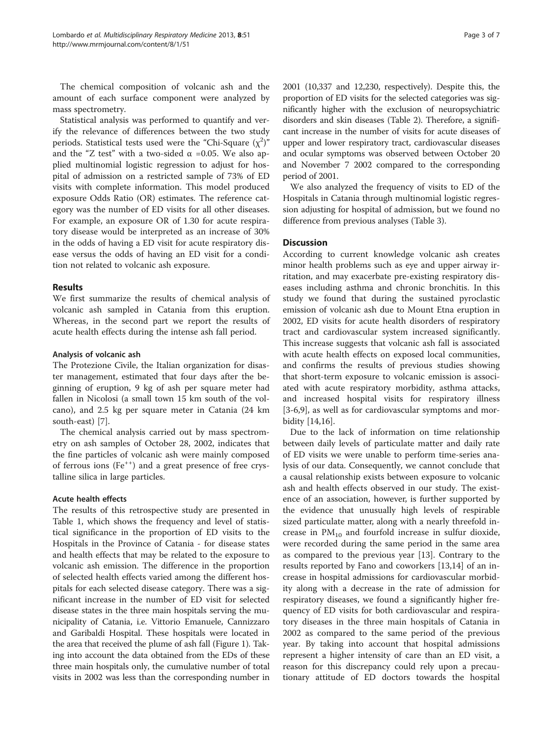The chemical composition of volcanic ash and the amount of each surface component were analyzed by mass spectrometry.

Statistical analysis was performed to quantify and verify the relevance of differences between the two study periods. Statistical tests used were the "Chi-Square ($\chi^2$)" and the "Z test" with a two-sided $\alpha$ =0.05. We also applied multinomial logistic regression to adjust for hospital of admission on a restricted sample of 73% of ED visits with complete information. This model produced exposure Odds Ratio (OR) estimates. The reference category was the number of ED visits for all other diseases. For example, an exposure OR of 1.30 for acute respiratory disease would be interpreted as an increase of 30% in the odds of having a ED visit for acute respiratory disease versus the odds of having an ED visit for a condition not related to volcanic ash exposure.

## Results

We first summarize the results of chemical analysis of volcanic ash sampled in Catania from this eruption. Whereas, in the second part we report the results of acute health effects during the intense ash fall period.

### Analysis of volcanic ash

The Protezione Civile, the Italian organization for disaster management, estimated that four days after the beginning of eruption, 9 kg of ash per square meter had fallen in Nicolosi (a small town 15 km south of the volcano), and 2.5 kg per square meter in Catania (24 km south-east) [7].

The chemical analysis carried out by mass spectrometry on ash samples of October 28, 2002, indicates that the fine particles of volcanic ash were mainly composed of ferrous ions ($Fe^{++}$) and a great presence of free crystalline silica in large particles.

### Acute health effects

The results of this retrospective study are presented in Table 1, which shows the frequency and level of statistical significance in the proportion of ED visits to the Hospitals in the Province of Catania - for disease states and health effects that may be related to the exposure to volcanic ash emission. The difference in the proportion of selected health effects varied among the different hospitals for each selected disease category. There was a significant increase in the number of ED visit for selected disease states in the three main hospitals serving the municipality of Catania, i.e. Vittorio Emanuele, Cannizzaro and Garibaldi Hospital. These hospitals were located in the area that received the plume of ash fall (Figure 1). Taking into account the data obtained from the EDs of these three main hospitals only, the cumulative number of total visits in 2002 was less than the corresponding number in 2001 (10,337 and 12,230, respectively). Despite this, the proportion of ED visits for the selected categories was significantly higher with the exclusion of neuropsychiatric disorders and skin diseases (Table 2). Therefore, a significant increase in the number of visits for acute diseases of upper and lower respiratory tract, cardiovascular diseases and ocular symptoms was observed between October 20 and November 7 2002 compared to the corresponding period of 2001.

We also analyzed the frequency of visits to ED of the Hospitals in Catania through multinomial logistic regression adjusting for hospital of admission, but we found no difference from previous analyses (Table 3).

## Discussion

According to current knowledge volcanic ash creates minor health problems such as eye and upper airway irritation, and may exacerbate pre-existing respiratory diseases including asthma and chronic bronchitis. In this study we found that during the sustained pyroclastic emission of volcanic ash due to Mount Etna eruption in 2002, ED visits for acute health disorders of respiratory tract and cardiovascular system increased significantly. This increase suggests that volcanic ash fall is associated with acute health effects on exposed local communities, and confirms the results of previous studies showing that short-term exposure to volcanic emission is associated with acute respiratory morbidity, asthma attacks, and increased hospital visits for respiratory illness [3-6,9], as well as for cardiovascular symptoms and morbidity [14,16].

Due to the lack of information on time relationship between daily levels of particulate matter and daily rate of ED visits we were unable to perform time-series analysis of our data. Consequently, we cannot conclude that a causal relationship exists between exposure to volcanic ash and health effects observed in our study. The existence of an association, however, is further supported by the evidence that unusually high levels of respirable sized particulate matter, along with a nearly threefold increase in $PM_{10}$ and fourfold increase in sulfur dioxide, were recorded during the same period in the same area as compared to the previous year [13]. Contrary to the results reported by Fano and coworkers [13,14] of an increase in hospital admissions for cardiovascular morbidity along with a decrease in the rate of admission for respiratory diseases, we found a significantly higher frequency of ED visits for both cardiovascular and respiratory diseases in the three main hospitals of Catania in 2002 as compared to the same period of the previous year. By taking into account that hospital admissions represent a higher intensity of care than an ED visit, a reason for this discrepancy could rely upon a precautionary attitude of ED doctors towards the hospital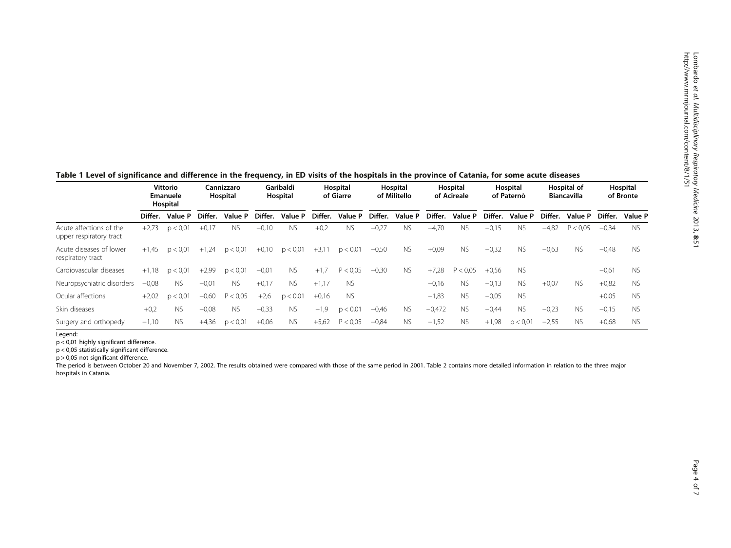**Table 1 Level of significance and difference in the frequency, in ED visits of the hospitals in the province of Catania, for some acute diseases**

| | Vittorio Emanuele Hospital | | Cannizzaro Hospital | | Garibaldi Hospital | | Hospital of Giarre | | Hospital of Militello | | Hospital of Acireale | | Hospital of Paternò | | Hospital of Biancavilla | | Hospital of Bronte | |
|---|---|---|---|---|---|---|---|---|---|---|---|---|---|---|---|---|---|---|
| | Differ. | Value P | Differ. | Value P | Differ. | Value P | Differ. | Value P | Differ. | Value P | Differ. | Value P | Differ. | Value P | Differ. | Value P | Differ. | Value P |
| Acute affections of the upper respiratory tract | +2,73 | p < 0,01 | +0,17 | NS | −0,10 | NS | +0,2 | NS | −0,27 | NS | −4,70 | NS | −0,15 | NS | −4,82 | P < 0,05 | −0,34 | NS |
| Acute diseases of lower respiratory tract | +1,45 | p < 0,01 | +1,24 | p < 0,01 | +0,10 | p < 0,01 | +3,11 | p < 0,01 | −0,50 | NS | +0,09 | NS | −0,32 | NS | −0,63 | NS | −0,48 | NS |
| Cardiovascular diseases | +1,18 | p < 0,01 | +2,99 | p < 0,01 | −0,01 | NS | +1,7 | P < 0,05 | −0,30 | NS | +7,28 | P < 0,05 | +0,56 | NS | | | −0,61 | NS |
| Neuropsychiatric disorders | −0,08 | NS | −0,01 | NS | +0,17 | NS | +1,17 | NS | | | −0,16 | NS | −0,13 | NS | +0,07 | NS | +0,82 | NS |
| Ocular affections | +2,02 | p < 0,01 | −0,60 | P < 0,05 | +2,6 | p < 0,01 | +0,16 | NS | | | −1,83 | NS | −0,05 | NS | | | +0,05 | NS |
| Skin diseases | +0,2 | NS | −0,08 | NS | −0,33 | NS | −1,9 | p < 0,01 | −0,46 | NS | −0,472 | NS | −0,44 | NS | −0,23 | NS | −0,15 | NS |
| Surgery and orthopedy | −1,10 | NS | +4,36 | p < 0,01 | +0,06 | NS | +5,62 | P < 0,05 | −0,84 | NS | −1,52 | NS | +1,98 | p < 0,01 | −2,55 | NS | +0,68 | NS |

Legend:

p < 0,01 highly significant difference.

p < 0,05 statistically significant difference.

p > 0,05 not significant difference.

The period is between October 20 and November 7, 2002. The results obtained were compared with those of the same period in 2001. Table 2 contains more detailed information in relation to the three major hospitals in Catania.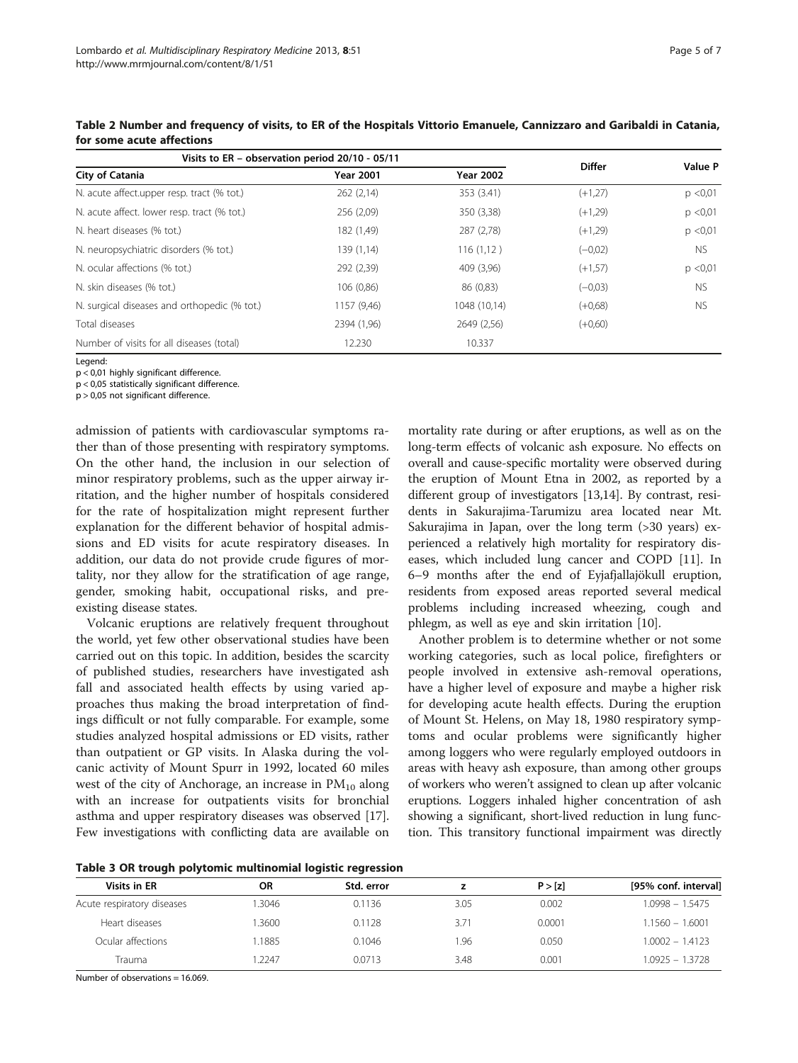**Table 2 Number and frequency of visits, to ER of the Hospitals Vittorio Emanuele, Cannizzaro and Garibaldi in Catania, for some acute affections**

| Visits to ER – observation period 20/10 - 05/11 | | | Differ | Value P |
|---|---|---|---|---|
| City of Catania | Year 2001 | Year 2002 | | |
| N. acute affect.upper resp. tract (% tot.) | 262 (2,14) | 353 (3.41) | (+1,27) | p <0,01 |
| N. acute affect. lower resp. tract (% tot.) | 256 (2,09) | 350 (3,38) | (+1,29) | p <0,01 |
| N. heart diseases (% tot.) | 182 (1,49) | 287 (2,78) | (+1,29) | p <0,01 |
| N. neuropsychiatric disorders (% tot.) | 139 (1,14) | 116 (1,12 ) | (−0,02) | NS |
| N. ocular affections (% tot.) | 292 (2,39) | 409 (3,96) | (+1,57) | p <0,01 |
| N. skin diseases (% tot.) | 106 (0,86) | 86 (0,83) | (−0,03) | NS |
| N. surgical diseases and orthopedic (% tot.) | 1157 (9,46) | 1048 (10,14) | (+0,68) | NS |
| Total diseases | 2394 (1,96) | 2649 (2,56) | (+0,60) | |
| Number of visits for all diseases (total) | 12.230 | 10.337 | | |

Legend:
p < 0,01 highly significant difference.
p < 0,05 statistically significant difference.
p > 0,05 not significant difference.

admission of patients with cardiovascular symptoms rather than of those presenting with respiratory symptoms. On the other hand, the inclusion in our selection of minor respiratory problems, such as the upper airway irritation, and the higher number of hospitals considered for the rate of hospitalization might represent further explanation for the different behavior of hospital admissions and ED visits for acute respiratory diseases. In addition, our data do not provide crude figures of mortality, nor they allow for the stratification of age range, gender, smoking habit, occupational risks, and preexisting disease states.

Volcanic eruptions are relatively frequent throughout the world, yet few other observational studies have been carried out on this topic. In addition, besides the scarcity of published studies, researchers have investigated ash fall and associated health effects by using varied approaches thus making the broad interpretation of findings difficult or not fully comparable. For example, some studies analyzed hospital admissions or ED visits, rather than outpatient or GP visits. In Alaska during the volcanic activity of Mount Spurr in 1992, located 60 miles west of the city of Anchorage, an increase in $PM_{10}$ along with an increase for outpatients visits for bronchial asthma and upper respiratory diseases was observed [17]. Few investigations with conflicting data are available on mortality rate during or after eruptions, as well as on the long-term effects of volcanic ash exposure. No effects on overall and cause-specific mortality were observed during the eruption of Mount Etna in 2002, as reported by a different group of investigators [13,14]. By contrast, residents in Sakurajima-Tarumizu area located near Mt. Sakurajima in Japan, over the long term (>30 years) experienced a relatively high mortality for respiratory diseases, which included lung cancer and COPD [11]. In 6–9 months after the end of Eyjafjallajökull eruption, residents from exposed areas reported several medical problems including increased wheezing, cough and phlegm, as well as eye and skin irritation [10].

Another problem is to determine whether or not some working categories, such as local police, firefighters or people involved in extensive ash-removal operations, have a higher level of exposure and maybe a higher risk for developing acute health effects. During the eruption of Mount St. Helens, on May 18, 1980 respiratory symptoms and ocular problems were significantly higher among loggers who were regularly employed outdoors in areas with heavy ash exposure, than among other groups of workers who weren't assigned to clean up after volcanic eruptions. Loggers inhaled higher concentration of ash showing a significant, short-lived reduction in lung function. This transitory functional impairment was directly

**Table 3 OR trough polytomic multinomial logistic regression**

| Visits in ER | OR | Std. error | z | P > [z] | [95% conf. interval] |
|---|---|---|---|---|---|
| Acute respiratory diseases | 1.3046 | 0.1136 | 3.05 | 0.002 | 1.0998 − 1.5475 |
| Heart diseases | 1.3600 | 0.1128 | 3.71 | 0.0001 | 1.1560 − 1.6001 |
| Ocular affections | 1.1885 | 0.1046 | 1.96 | 0.050 | 1.0002 − 1.4123 |
| Trauma | 1.2247 | 0.0713 | 3.48 | 0.001 | 1.0925 − 1.3728 |

Number of observations = 16.069.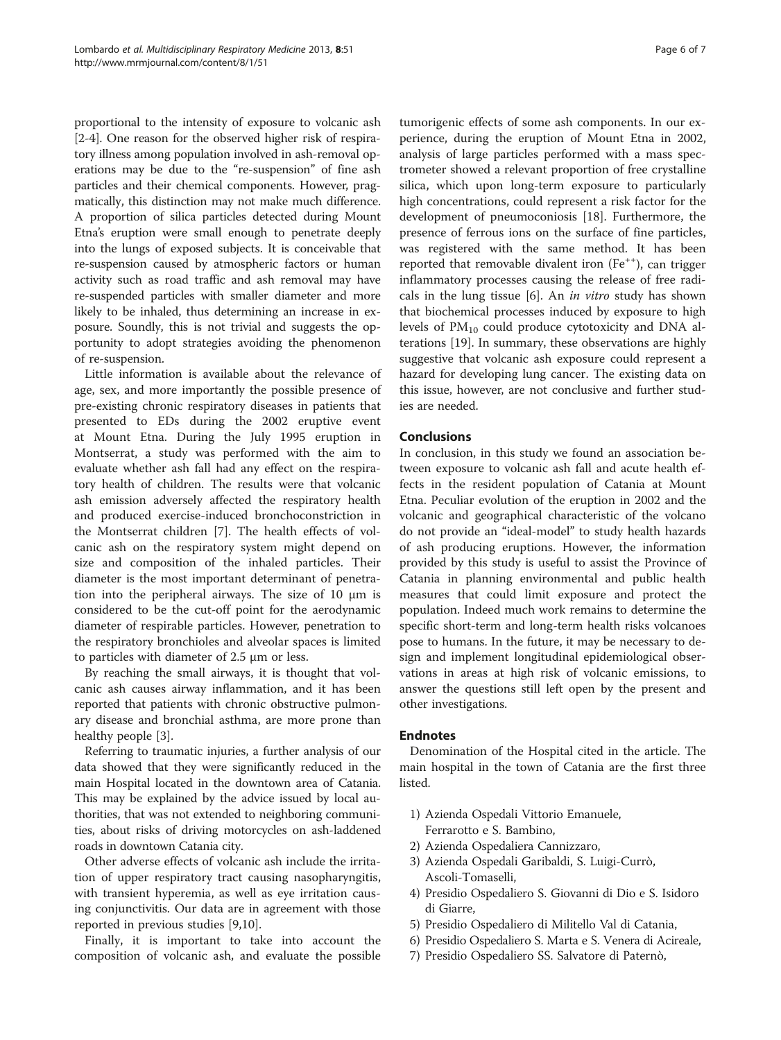proportional to the intensity of exposure to volcanic ash [2-4]. One reason for the observed higher risk of respiratory illness among population involved in ash-removal operations may be due to the "re-suspension" of fine ash particles and their chemical components. However, pragmatically, this distinction may not make much difference. A proportion of silica particles detected during Mount Etna's eruption were small enough to penetrate deeply into the lungs of exposed subjects. It is conceivable that re-suspension caused by atmospheric factors or human activity such as road traffic and ash removal may have re-suspended particles with smaller diameter and more likely to be inhaled, thus determining an increase in exposure. Soundly, this is not trivial and suggests the opportunity to adopt strategies avoiding the phenomenon of re-suspension.

Little information is available about the relevance of age, sex, and more importantly the possible presence of pre-existing chronic respiratory diseases in patients that presented to EDs during the 2002 eruptive event at Mount Etna. During the July 1995 eruption in Montserrat, a study was performed with the aim to evaluate whether ash fall had any effect on the respiratory health of children. The results were that volcanic ash emission adversely affected the respiratory health and produced exercise-induced bronchoconstriction in the Montserrat children [7]. The health effects of volcanic ash on the respiratory system might depend on size and composition of the inhaled particles. Their diameter is the most important determinant of penetration into the peripheral airways. The size of 10 μm is considered to be the cut-off point for the aerodynamic diameter of respirable particles. However, penetration to the respiratory bronchioles and alveolar spaces is limited to particles with diameter of 2.5 μm or less.

By reaching the small airways, it is thought that volcanic ash causes airway inflammation, and it has been reported that patients with chronic obstructive pulmonary disease and bronchial asthma, are more prone than healthy people [3].

Referring to traumatic injuries, a further analysis of our data showed that they were significantly reduced in the main Hospital located in the downtown area of Catania. This may be explained by the advice issued by local authorities, that was not extended to neighboring communities, about risks of driving motorcycles on ash-laddened roads in downtown Catania city.

Other adverse effects of volcanic ash include the irritation of upper respiratory tract causing nasopharyngitis, with transient hyperemia, as well as eye irritation causing conjunctivitis. Our data are in agreement with those reported in previous studies [9,10].

Finally, it is important to take into account the composition of volcanic ash, and evaluate the possible tumorigenic effects of some ash components. In our experience, during the eruption of Mount Etna in 2002, analysis of large particles performed with a mass spectrometer showed a relevant proportion of free crystalline silica, which upon long-term exposure to particularly high concentrations, could represent a risk factor for the development of pneumoconiosis [18]. Furthermore, the presence of ferrous ions on the surface of fine particles, was registered with the same method. It has been reported that removable divalent iron ($Fe^{++}$), can trigger inflammatory processes causing the release of free radicals in the lung tissue [6]. An *in vitro* study has shown that biochemical processes induced by exposure to high levels of $PM_{10}$ could produce cytotoxicity and DNA alterations [19]. In summary, these observations are highly suggestive that volcanic ash exposure could represent a hazard for developing lung cancer. The existing data on this issue, however, are not conclusive and further studies are needed.

## Conclusions

In conclusion, in this study we found an association between exposure to volcanic ash fall and acute health effects in the resident population of Catania at Mount Etna. Peculiar evolution of the eruption in 2002 and the volcanic and geographical characteristic of the volcano do not provide an "ideal-model" to study health hazards of ash producing eruptions. However, the information provided by this study is useful to assist the Province of Catania in planning environmental and public health measures that could limit exposure and protect the population. Indeed much work remains to determine the specific short-term and long-term health risks volcanoes pose to humans. In the future, it may be necessary to design and implement longitudinal epidemiological observations in areas at high risk of volcanic emissions, to answer the questions still left open by the present and other investigations.

## Endnotes

Denomination of the Hospital cited in the article. The main hospital in the town of Catania are the first three listed.

1) Azienda Ospedali Vittorio Emanuele, Ferrarotto e S. Bambino,
2) Azienda Ospedaliera Cannizzaro,
3) Azienda Ospedali Garibaldi, S. Luigi-Currò, Ascoli-Tomaselli,
4) Presidio Ospedaliero S. Giovanni di Dio e S. Isidoro di Giarre,
5) Presidio Ospedaliero di Militello Val di Catania,
6) Presidio Ospedaliero S. Marta e S. Venera di Acireale,
7) Presidio Ospedaliero SS. Salvatore di Paternò,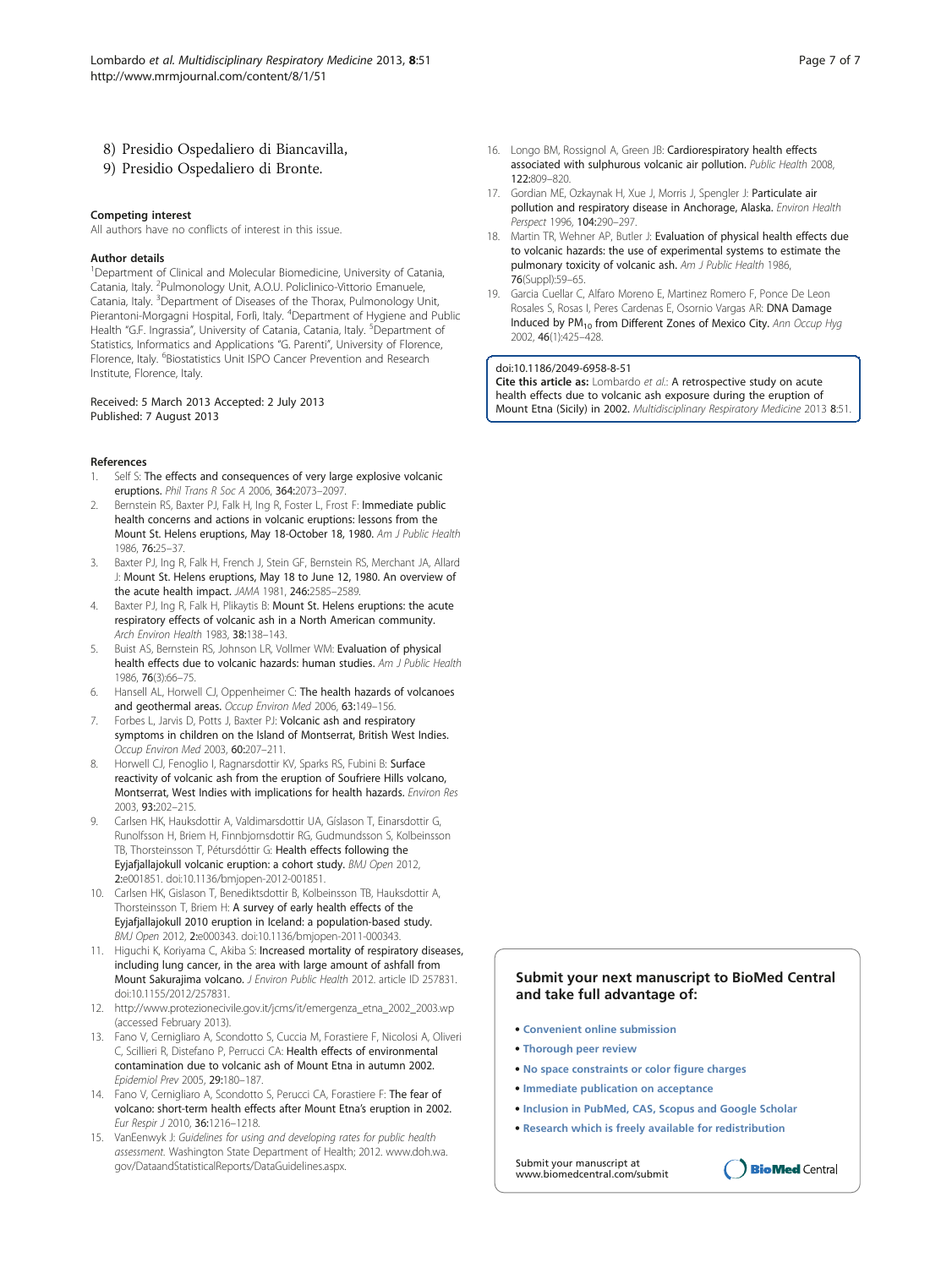8) Presidio Ospedaliero di Biancavilla,
9) Presidio Ospedaliero di Bronte.

#### Competing interest

All authors have no conflicts of interest in this issue.

#### Author details

[1]Department of Clinical and Molecular Biomedicine, University of Catania, Catania, Italy. [2]Pulmonology Unit, A.O.U. Policlinico-Vittorio Emanuele, Catania, Italy. [3]Department of Diseases of the Thorax, Pulmonology Unit, Pierantoni-Morgagni Hospital, Forlì, Italy. [4]Department of Hygiene and Public Health "G.F. Ingrassia", University of Catania, Catania, Italy. [5]Department of Statistics, Informatics and Applications "G. Parenti", University of Florence, Florence, Italy. [6]Biostatistics Unit ISPO Cancer Prevention and Research Institute, Florence, Italy.

Received: 5 March 2013 Accepted: 2 July 2013
Published: 7 August 2013

#### References

1. Self S: **The effects and consequences of very large explosive volcanic eruptions.** *Phil Trans R Soc A* 2006, **364:**2073–2097.
2. Bernstein RS, Baxter PJ, Falk H, Ing R, Foster L, Frost F: **Immediate public health concerns and actions in volcanic eruptions: lessons from the Mount St. Helens eruptions, May 18-October 18, 1980.** *Am J Public Health* 1986, **76:**25–37.
3. Baxter PJ, Ing R, Falk H, French J, Stein GF, Bernstein RS, Merchant JA, Allard J: **Mount St. Helens eruptions, May 18 to June 12, 1980. An overview of the acute health impact.** *JAMA* 1981, **246:**2585–2589.
4. Baxter PJ, Ing R, Falk H, Plikaytis B: **Mount St. Helens eruptions: the acute respiratory effects of volcanic ash in a North American community.** *Arch Environ Health* 1983, **38:**138–143.
5. Buist AS, Bernstein RS, Johnson LR, Vollmer WM: **Evaluation of physical health effects due to volcanic hazards: human studies.** *Am J Public Health* 1986, **76**(3):66–75.
6. Hansell AL, Horwell CJ, Oppenheimer C: **The health hazards of volcanoes and geothermal areas.** *Occup Environ Med* 2006, **63:**149–156.
7. Forbes L, Jarvis D, Potts J, Baxter PJ: **Volcanic ash and respiratory symptoms in children on the Island of Montserrat, British West Indies.** *Occup Environ Med* 2003, **60:**207–211.
8. Horwell CJ, Fenoglio I, Ragnarsdottir KV, Sparks RS, Fubini B: **Surface reactivity of volcanic ash from the eruption of Soufriere Hills volcano, Montserrat, West Indies with implications for health hazards.** *Environ Res* 2003, **93:**202–215.
9. Carlsen HK, Hauksdottir A, Valdimarsdottir UA, Gíslason T, Einarsdottir G, Runolfsson H, Briem H, Finnbjornsdottir RG, Gudmundsson S, Kolbeinsson TB, Thorsteinsson T, Pétursdóttir G: **Health effects following the Eyjafjallajokull volcanic eruption: a cohort study.** *BMJ Open* 2012, **2:**e001851. doi:10.1136/bmjopen-2012-001851.
10. Carlsen HK, Gislason T, Benediktsdottir B, Kolbeinsson TB, Hauksdottir A, Thorsteinsson T, Briem H: **A survey of early health effects of the Eyjafjallajokull 2010 eruption in Iceland: a population-based study.** *BMJ Open* 2012, **2:**e000343. doi:10.1136/bmjopen-2011-000343.
11. Higuchi K, Koriyama C, Akiba S: **Increased mortality of respiratory diseases, including lung cancer, in the area with large amount of ashfall from Mount Sakurajima volcano.** *J Environ Public Health* 2012. article ID 257831. doi:10.1155/2012/257831.
12. http://www.protezionecivile.gov.it/jcms/it/emergenza_etna_2002_2003.wp (accessed February 2013).
13. Fano V, Cernigliaro A, Scondotto S, Cuccia M, Forastiere F, Nicolosi A, Oliveri C, Scillieri R, Distefano P, Perrucci CA: **Health effects of environmental contamination due to volcanic ash of Mount Etna in autumn 2002.** *Epidemiol Prev* 2005, **29:**180–187.
14. Fano V, Cernigliaro A, Scondotto S, Perucci CA, Forastiere F: **The fear of volcano: short-term health effects after Mount Etna's eruption in 2002.** *Eur Respir J* 2010, **36:**1216–1218.
15. VanEenwyk J: *Guidelines for using and developing rates for public health assessment.* Washington State Department of Health; 2012. www.doh.wa.gov/DataandStatisticalReports/DataGuidelines.aspx.
16. Longo BM, Rossignol A, Green JB: **Cardiorespiratory health effects associated with sulphurous volcanic air pollution.** *Public Health* 2008, **122:**809–820.
17. Gordian ME, Ozkaynak H, Xue J, Morris J, Spengler J: **Particulate air pollution and respiratory disease in Anchorage, Alaska.** *Environ Health Perspect* 1996, **104:**290–297.
18. Martin TR, Wehner AP, Butler J: **Evaluation of physical health effects due to volcanic hazards: the use of experimental systems to estimate the pulmonary toxicity of volcanic ash.** *Am J Public Health* 1986, **76**(Suppl):59–65.
19. Garcia Cuellar C, Alfaro Moreno E, Martinez Romero F, Ponce De Leon Rosales S, Rosas I, Peres Cardenas E, Osornio Vargas AR: **DNA Damage Induced by $PM_{10}$ from Different Zones of Mexico City.** *Ann Occup Hyg* 2002, **46**(1):425–428.

doi:10.1186/2049-6958-8-51
**Cite this article as:** Lombardo *et al.*: A retrospective study on acute health effects due to volcanic ash exposure during the eruption of Mount Etna (Sicily) in 2002. *Multidisciplinary Respiratory Medicine* 2013 **8**:51.